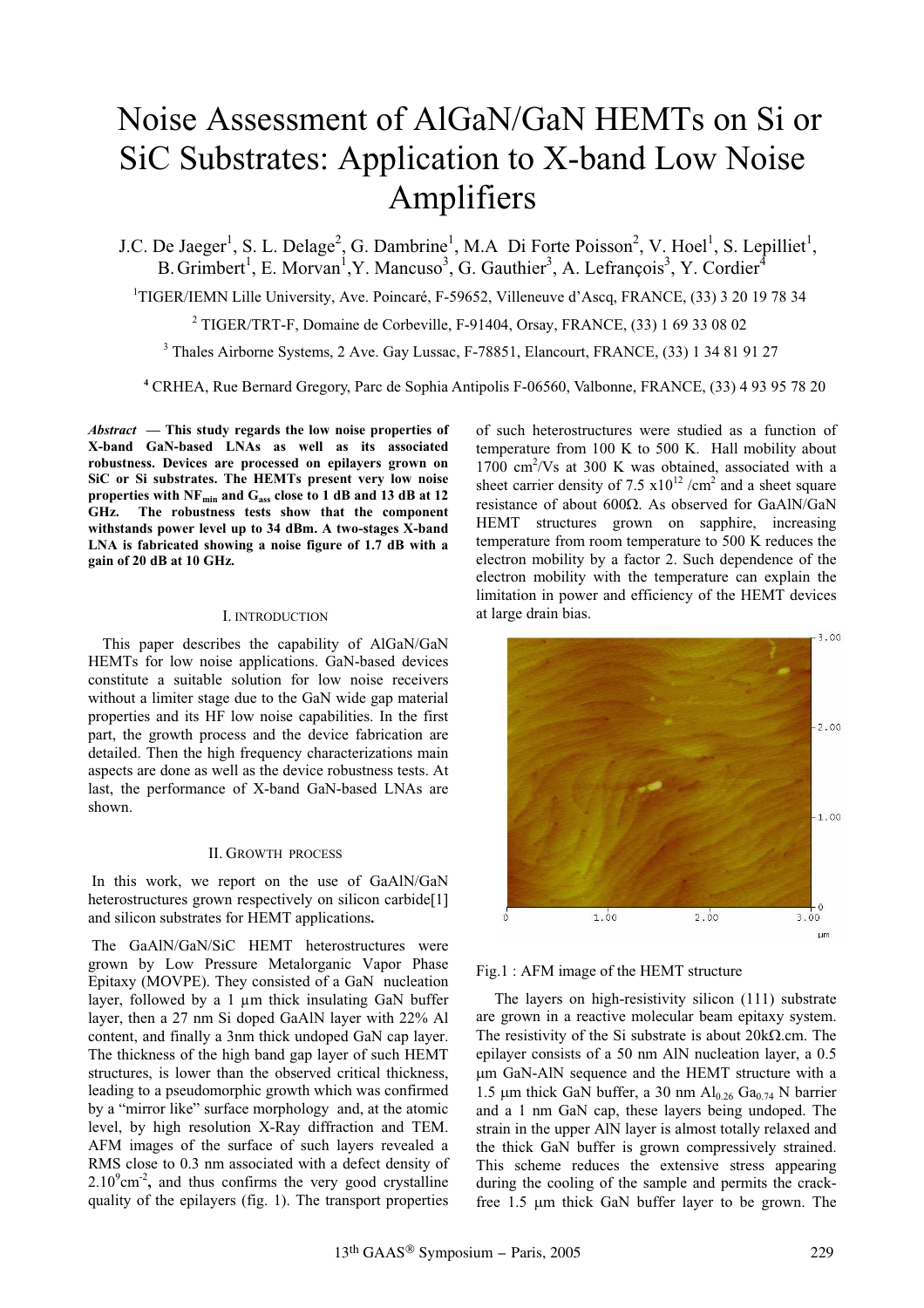# Noise Assessment of AlGaN/GaN HEMTs on Si or SiC Substrates: Application to X-band Low Noise Amplifiers

J.C. De Jaeger[1], S. L. Delage[2], G. Dambrine[1], M.A Di Forte Poisson[2], V. Hoel[1], S. Lepilliet[1], B. Grimbert[1], E. Morvan[1], Y. Mancuso[3], G. Gauthier[3], A. Lefrançois[3], Y. Cordier[4]

[1]TIGER/IEMN Lille University, Ave. Poincaré, F-59652, Villeneuve d'Ascq, FRANCE, (33) 3 20 19 78 34

[2] TIGER/TRT-F, Domaine de Corbeville, F-91404, Orsay, FRANCE, (33) 1 69 33 08 02

[3] Thales Airborne Systems, 2 Ave. Gay Lussac, F-78851, Elancourt, FRANCE, (33) 1 34 81 91 27

[4] CRHEA, Rue Bernard Gregory, Parc de Sophia Antipolis F-06560, Valbonne, FRANCE, (33) 4 93 95 78 20

***Abstract*** **— This study regards the low noise properties of X-band GaN-based LNAs as well as its associated robustness. Devices are processed on epilayers grown on SiC or Si substrates. The HEMTs present very low noise properties with $NF_{min}$ and $G_{ass}$ close to 1 dB and 13 dB at 12 GHz. The robustness tests show that the component withstands power level up to 34 dBm. A two-stages X-band LNA is fabricated showing a noise figure of 1.7 dB with a gain of 20 dB at 10 GHz.**

## I. Introduction

This paper describes the capability of AlGaN/GaN HEMTs for low noise applications. GaN-based devices constitute a suitable solution for low noise receivers without a limiter stage due to the GaN wide gap material properties and its HF low noise capabilities. In the first part, the growth process and the device fabrication are detailed. Then the high frequency characterizations main aspects are done as well as the device robustness tests. At last, the performance of X-band GaN-based LNAs are shown.

## II. Growth process

In this work, we report on the use of GaAlN/GaN heterostructures grown respectively on silicon carbide[1] and silicon substrates for HEMT applications**.**

The GaAlN/GaN/SiC HEMT heterostructures were grown by Low Pressure Metalorganic Vapor Phase Epitaxy (MOVPE). They consisted of a GaN nucleation layer, followed by a 1 µm thick insulating GaN buffer layer, then a 27 nm Si doped GaAlN layer with 22% Al content, and finally a 3nm thick undoped GaN cap layer. The thickness of the high band gap layer of such HEMT structures, is lower than the observed critical thickness, leading to a pseudomorphic growth which was confirmed by a "mirror like" surface morphology and, at the atomic level, by high resolution X-Ray diffraction and TEM. AFM images of the surface of such layers revealed a RMS close to 0.3 nm associated with a defect density of $2.10^{9}cm^{-2}$**,** and thus confirms the very good crystalline quality of the epilayers (fig. 1). The transport properties of such heterostructures were studied as a function of temperature from 100 K to 500 K. Hall mobility about 1700 $cm^2$/Vs at 300 K was obtained, associated with a sheet carrier density of 7.5 $x10^{12}$ /$cm^2$ and a sheet square resistance of about 600Ω. As observed for GaAlN/GaN HEMT structures grown on sapphire, increasing temperature from room temperature to 500 K reduces the electron mobility by a factor 2. Such dependence of the electron mobility with the temperature can explain the limitation in power and efficiency of the HEMT devices at large drain bias.

Fig.1 : AFM image of the HEMT structure

The layers on high-resistivity silicon (111) substrate are grown in a reactive molecular beam epitaxy system. The resistivity of the Si substrate is about 20kΩ.cm. The epilayer consists of a 50 nm AlN nucleation layer, a 0.5 µm GaN-AlN sequence and the HEMT structure with a 1.5 µm thick GaN buffer, a 30 nm $Al_{0.26}$ $Ga_{0.74}$ N barrier and a 1 nm GaN cap, these layers being undoped. The strain in the upper AlN layer is almost totally relaxed and the thick GaN buffer is grown compressively strained. This scheme reduces the extensive stress appearing during the cooling of the sample and permits the crack-free 1.5 µm thick GaN buffer layer to be grown. The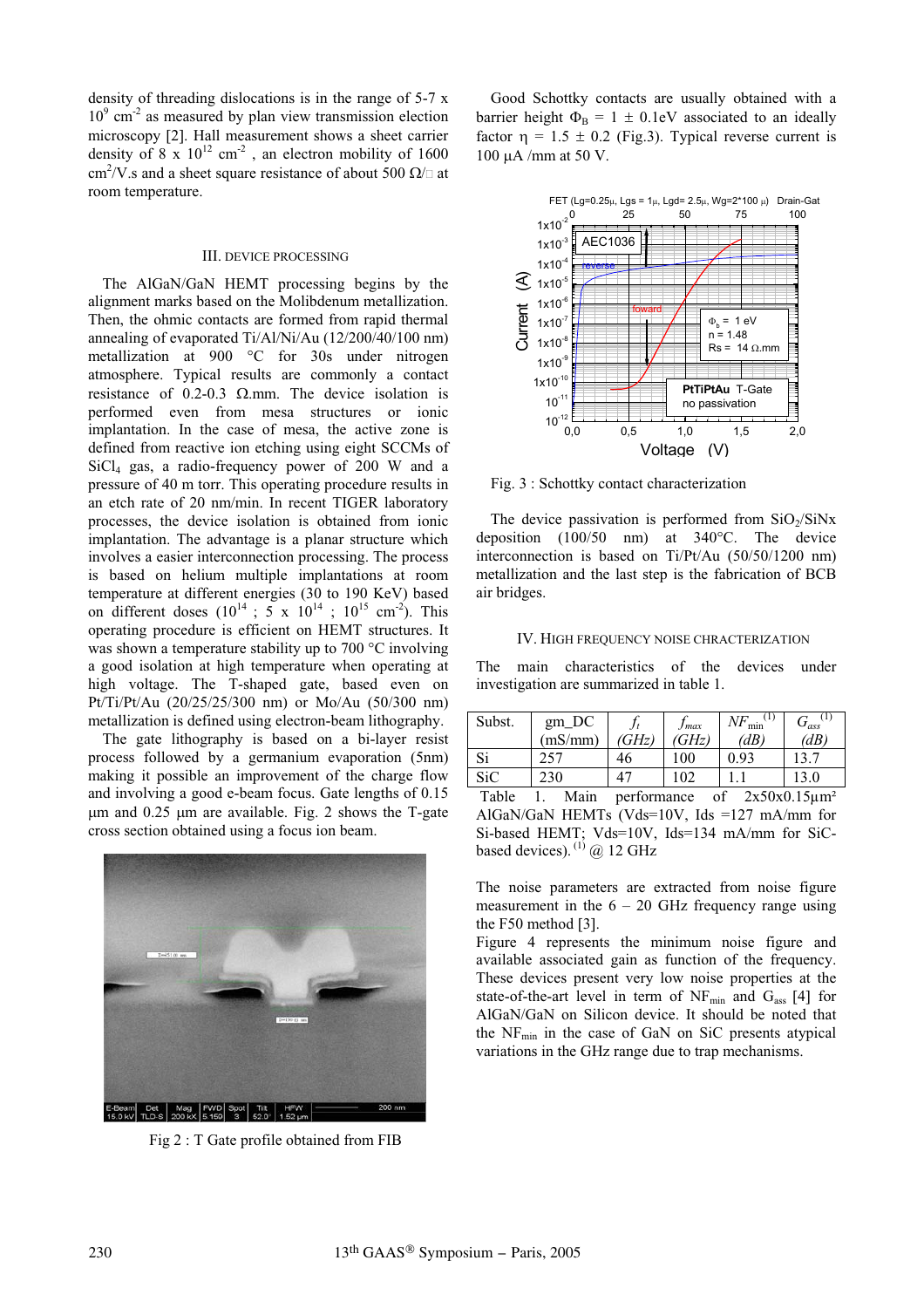density of threading dislocations is in the range of 5-7 x $10^9$ $cm^{-2}$ as measured by plan view transmission election microscopy [2]. Hall measurement shows a sheet carrier density of 8 x $10^{12}$ $cm^{-2}$ , an electron mobility of 1600 $cm^2$/V.s and a sheet square resistance of about 500 Ω/□ at room temperature.

## III. Device Processing

The AlGaN/GaN HEMT processing begins by the alignment marks based on the Molibdenum metallization. Then, the ohmic contacts are formed from rapid thermal annealing of evaporated Ti/Al/Ni/Au (12/200/40/100 nm) metallization at 900 °C for 30s under nitrogen atmosphere. Typical results are commonly a contact resistance of 0.2-0.3 Ω.mm. The device isolation is performed even from mesa structures or ionic implantation. In the case of mesa, the active zone is defined from reactive ion etching using eight SCCMs of $SiCl_4$ gas, a radio-frequency power of 200 W and a pressure of 40 m torr. This operating procedure results in an etch rate of 20 nm/min. In recent TIGER laboratory processes, the device isolation is obtained from ionic implantation. The advantage is a planar structure which involves a easier interconnection processing. The process is based on helium multiple implantations at room temperature at different energies (30 to 190 KeV) based on different doses ($10^{14}$ ; 5 x $10^{14}$ ; $10^{15}$ $cm^{-2}$). This operating procedure is efficient on HEMT structures. It was shown a temperature stability up to 700 °C involving a good isolation at high temperature when operating at high voltage. The T-shaped gate, based even on Pt/Ti/Pt/Au (20/25/25/300 nm) or Mo/Au (50/300 nm) metallization is defined using electron-beam lithography.

The gate lithography is based on a bi-layer resist process followed by a germanium evaporation (5nm) making it possible an improvement of the charge flow and involving a good e-beam focus. Gate lengths of 0.15 µm and 0.25 µm are available. Fig. 2 shows the T-gate cross section obtained using a focus ion beam.

Fig 2 : T Gate profile obtained from FIB

Good Schottky contacts are usually obtained with a barrier height $\Phi_B$ = 1 ± 0.1eV associated to an ideally factor η = 1.5 ± 0.2 (Fig.3). Typical reverse current is 100 µA /mm at 50 V.

Fig. 3 : Schottky contact characterization

The device passivation is performed from $SiO_2/SiN_x$ deposition (100/50 nm) at 340°C. The device interconnection is based on Ti/Pt/Au (50/50/1200 nm) metallization and the last step is the fabrication of BCB air bridges.

## IV. High Frequency Noise Chracterization

The main characteristics of the devices under investigation are summarized in table 1.

| Subst. | gm_DC (mS/mm) | $f_t$ (GHz) | $f_{max}$ (GHz) | $NF_{min}$ [1] (dB) | $G_{ass}$ [1] (dB) |
|---|---|---|---|---|---|
| Si | 257 | 46 | 100 | 0.93 | 13.7 |
| SiC | 230 | 47 | 102 | 1.1 | 13.0 |

Table 1. Main performance of 2x50x0.15µm² AlGaN/GaN HEMTs (Vds=10V, Ids =127 mA/mm for Si-based HEMT; Vds=10V, Ids=134 mA/mm for SiC-based devices). [1] @ 12 GHz

The noise parameters are extracted from noise figure measurement in the 6 – 20 GHz frequency range using the F50 method [3].

Figure 4 represents the minimum noise figure and available associated gain as function of the frequency. These devices present very low noise properties at the state-of-the-art level in term of $NF_{min}$ and $G_{ass}$ [4] for AlGaN/GaN on Silicon device. It should be noted that the $NF_{min}$ in the case of GaN on SiC presents atypical variations in the GHz range due to trap mechanisms.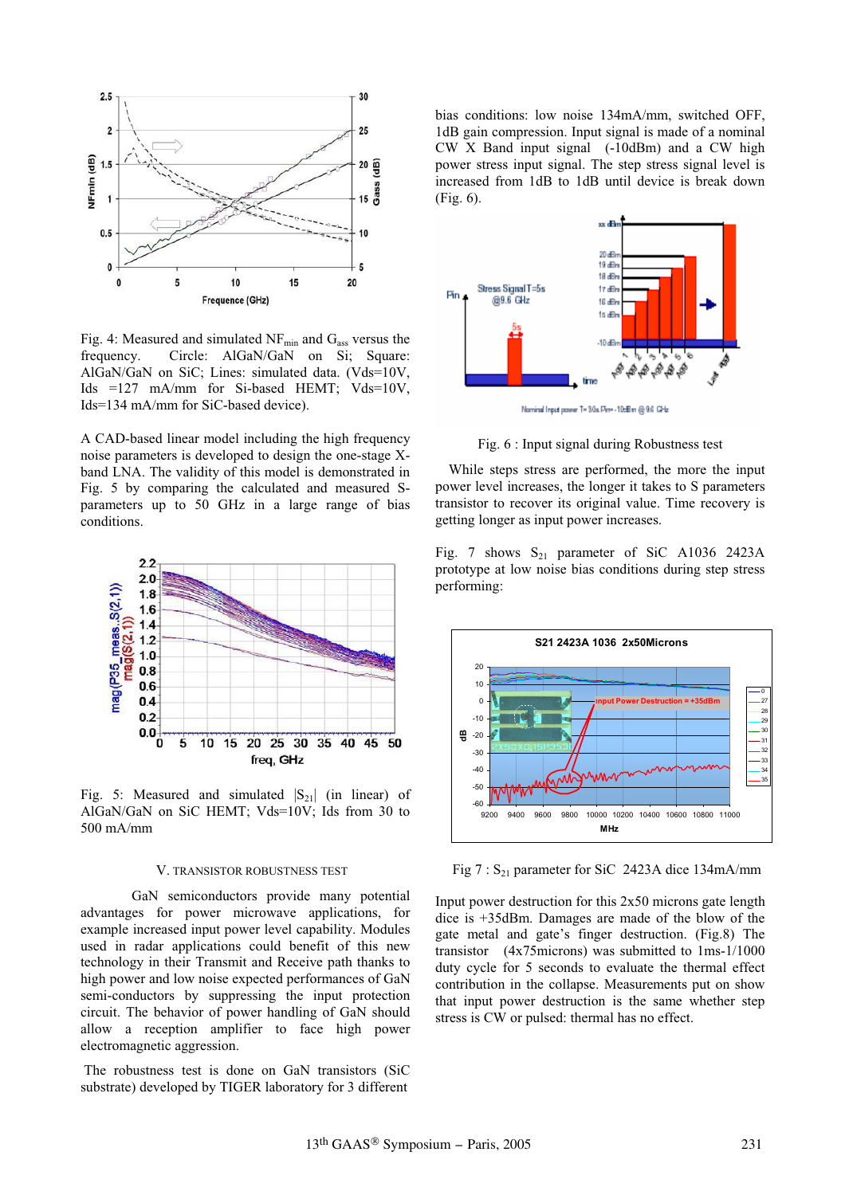Fig. 4: Measured and simulated $NF_{min}$ and $G_{ass}$ versus the frequency. Circle: AlGaN/GaN on Si; Square: AlGaN/GaN on SiC; Lines: simulated data. (Vds=10V, Ids =127 mA/mm for Si-based HEMT; Vds=10V, Ids=134 mA/mm for SiC-based device).

A CAD-based linear model including the high frequency noise parameters is developed to design the one-stage X-band LNA. The validity of this model is demonstrated in Fig. 5 by comparing the calculated and measured S-parameters up to 50 GHz in a large range of bias conditions.

Fig. 5: Measured and simulated $|S_{21}|$ (in linear) of AlGaN/GaN on SiC HEMT; Vds=10V; Ids from 30 to 500 mA/mm

## V. TRANSISTOR ROBUSTNESS TEST

GaN semiconductors provide many potential advantages for power microwave applications, for example increased input power level capability. Modules used in radar applications could benefit of this new technology in their Transmit and Receive path thanks to high power and low noise expected performances of GaN semi-conductors by suppressing the input protection circuit. The behavior of power handling of GaN should allow a reception amplifier to face high power electromagnetic aggression.

The robustness test is done on GaN transistors (SiC substrate) developed by TIGER laboratory for 3 different bias conditions: low noise 134mA/mm, switched OFF, 1dB gain compression. Input signal is made of a nominal CW X Band input signal (-10dBm) and a CW high power stress input signal. The step stress signal level is increased from 1dB to 1dB until device is break down (Fig. 6).

Fig. 6 : Input signal during Robustness test

While steps stress are performed, the more the input power level increases, the longer it takes to S parameters transistor to recover its original value. Time recovery is getting longer as input power increases.

Fig. 7 shows $S_{21}$ parameter of SiC A1036 2423A prototype at low noise bias conditions during step stress performing:

Fig 7 : $S_{21}$ parameter for SiC 2423A dice 134mA/mm

Input power destruction for this 2x50 microns gate length dice is +35dBm. Damages are made of the blow of the gate metal and gate's finger destruction. (Fig.8) The transistor (4x75microns) was submitted to 1ms-1/1000 duty cycle for 5 seconds to evaluate the thermal effect contribution in the collapse. Measurements put on show that input power destruction is the same whether step stress is CW or pulsed: thermal has no effect.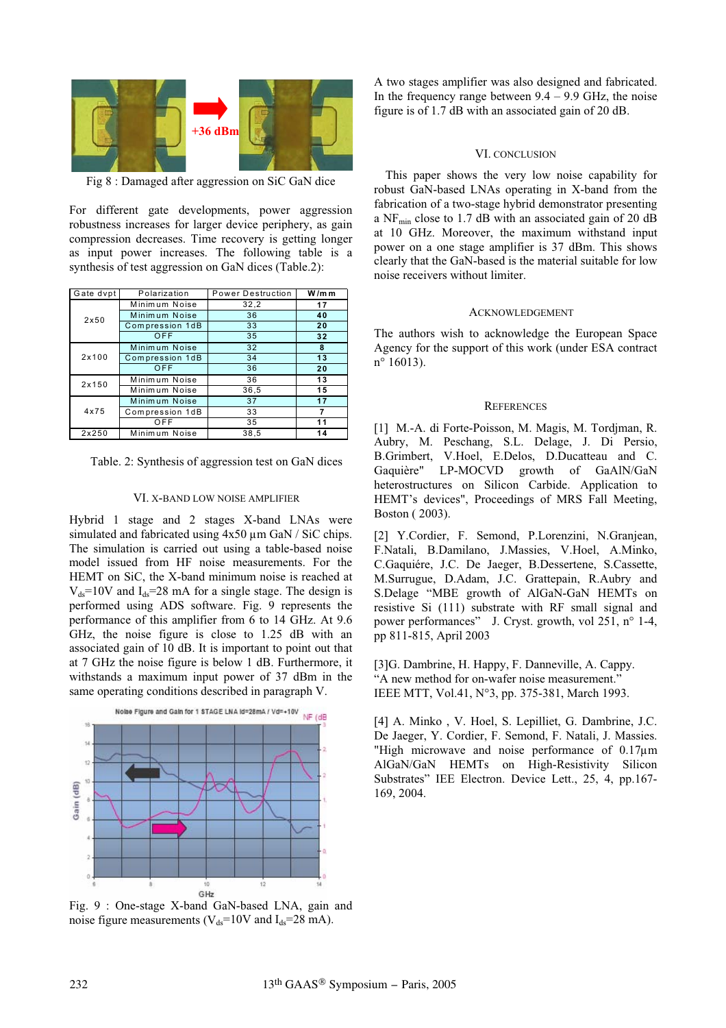+36 dBm

Fig 8 : Damaged after aggression on SiC GaN dice

For different gate developments, power aggression robustness increases for larger device periphery, as gain compression decreases. Time recovery is getting longer as input power increases. The following table is a synthesis of test aggression on GaN dices (Table.2):

| Gate dvpt | Polarization | Power Destruction | W/mm |
|---|---|---|---|
| 2x50 | Minimum Noise | 32,2 | **17** |
| | Minimum Noise | 36 | **40** |
| | Compression 1dB | 33 | **20** |
| | OFF | 35 | **32** |
| 2x100 | Minimum Noise | 32 | **8** |
| | Compression 1dB | 34 | **13** |
| | OFF | 36 | **20** |
| 2x150 | Minimum Noise | 36 | **13** |
| | Minimum Noise | 36,5 | **15** |
| 4x75 | Minimum Noise | 37 | **17** |
| | Compression 1dB | 33 | **7** |
| | OFF | 35 | **11** |
| 2x250 | Minimum Noise | 38,5 | **14** |

Table. 2: Synthesis of aggression test on GaN dices

## VI. X-BAND LOW NOISE AMPLIFIER

Hybrid 1 stage and 2 stages X-band LNAs were simulated and fabricated using 4x50 µm GaN / SiC chips. The simulation is carried out using a table-based noise model issued from HF noise measurements. For the HEMT on SiC, the X-band minimum noise is reached at $V_{ds}$=10V and $I_{ds}$=28 mA for a single stage. The design is performed using ADS software. Fig. 9 represents the performance of this amplifier from 6 to 14 GHz. At 9.6 GHz, the noise figure is close to 1.25 dB with an associated gain of 10 dB. It is important to point out that at 7 GHz the noise figure is below 1 dB. Furthermore, it withstands a maximum input power of 37 dBm in the same operating conditions described in paragraph V.

Noise Figure and Gain for 1 STAGE LNA Id=28mA / Vd=+10V

NF (dB

Gain (dB)

GHz

Fig. 9 : One-stage X-band GaN-based LNA, gain and noise figure measurements ($V_{ds}$=10V and $I_{ds}$=28 mA).

A two stages amplifier was also designed and fabricated. In the frequency range between 9.4 – 9.9 GHz, the noise figure is of 1.7 dB with an associated gain of 20 dB.

## VI. CONCLUSION

This paper shows the very low noise capability for robust GaN-based LNAs operating in X-band from the fabrication of a two-stage hybrid demonstrator presenting a $NF_{min}$ close to 1.7 dB with an associated gain of 20 dB at 10 GHz. Moreover, the maximum withstand input power on a one stage amplifier is 37 dBm. This shows clearly that the GaN-based is the material suitable for low noise receivers without limiter.

## ACKNOWLEDGEMENT

The authors wish to acknowledge the European Space Agency for the support of this work (under ESA contract n° 16013).

## REFERENCES

[1] M.-A. di Forte-Poisson, M. Magis, M. Tordjman, R. Aubry, M. Peschang, S.L. Delage, J. Di Persio, B.Grimbert, V.Hoel, E.Delos, D.Ducatteau and C. Gaquière" LP-MOCVD growth of GaAlN/GaN heterostructures on Silicon Carbide. Application to HEMT's devices", Proceedings of MRS Fall Meeting, Boston ( 2003).

[2] Y.Cordier, F. Semond, P.Lorenzini, N.Granjean, F.Natali, B.Damilano, J.Massies, V.Hoel, A.Minko, C.Gaquiére, J.C. De Jaeger, B.Dessertene, S.Cassette, M.Surrugue, D.Adam, J.C. Grattepain, R.Aubry and S.Delage "MBE growth of AlGaN-GaN HEMTs on resistive Si (111) substrate with RF small signal and power performances" J. Cryst. growth, vol 251, n° 1-4, pp 811-815, April 2003

[3]G. Dambrine, H. Happy, F. Danneville, A. Cappy. "A new method for on-wafer noise measurement." IEEE MTT, Vol.41, N°3, pp. 375-381, March 1993.

[4] A. Minko , V. Hoel, S. Lepilliet, G. Dambrine, J.C. De Jaeger, Y. Cordier, F. Semond, F. Natali, J. Massies. "High microwave and noise performance of 0.17µm AlGaN/GaN HEMTs on High-Resistivity Silicon Substrates" IEE Electron. Device Lett., 25, 4, pp.167-169, 2004.